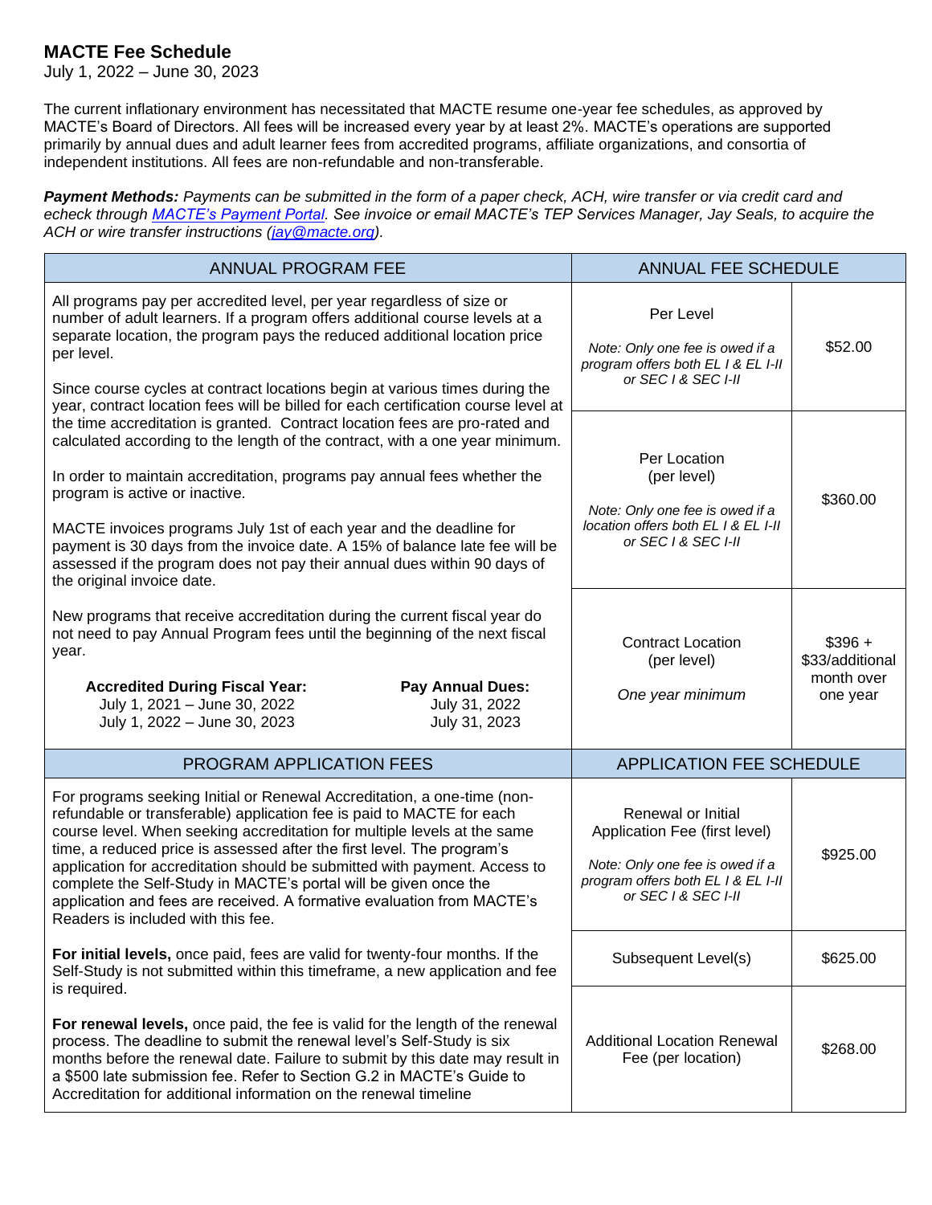# MACTE Fee Schedule

July 1, 2022 – June 30, 2023

The current inflationary environment has necessitated that MACTE resume one-year fee schedules, as approved by MACTE's Board of Directors. All fees will be increased every year by at least 2%. MACTE's operations are supported primarily by annual dues and adult learner fees from accredited programs, affiliate organizations, and consortia of independent institutions. All fees are non-refundable and non-transferable.

***Payment Methods:*** *Payments can be submitted in the form of a paper check, ACH, wire transfer or via credit card and echeck through [MACTE's Payment Portal](). See invoice or email MACTE's TEP Services Manager, Jay Seals, to acquire the ACH or wire transfer instructions ([jay@macte.org](mailto:jay@macte.org)).*

| ANNUAL PROGRAM FEE | ANNUAL FEE SCHEDULE | |
|---|---|---|
| All programs pay per accredited level, per year regardless of size or number of adult learners. If a program offers additional course levels at a separate location, the program pays the reduced additional location price per level.<br><br>Since course cycles at contract locations begin at various times during the year, contract location fees will be billed for each certification course level at the time accreditation is granted. Contract location fees are pro-rated and calculated according to the length of the contract, with a one year minimum.<br><br>In order to maintain accreditation, programs pay annual fees whether the program is active or inactive.<br><br>MACTE invoices programs July 1st of each year and the deadline for payment is 30 days from the invoice date. A 15% of balance late fee will be assessed if the program does not pay their annual dues within 90 days of the original invoice date.<br><br>New programs that receive accreditation during the current fiscal year do not need to pay Annual Program fees until the beginning of the next fiscal year.<br><br>**Accredited During Fiscal Year:** July 1, 2021 – June 30, 2022 → **Pay Annual Dues:** July 31, 2022<br>**Accredited During Fiscal Year:** July 1, 2022 – June 30, 2023 → **Pay Annual Dues:** July 31, 2023 | Per Level<br><br>*Note: Only one fee is owed if a program offers both EL I & EL I-II or SEC I & SEC I-II* | $52.00 |
| | Per Location (per level)<br><br>*Note: Only one fee is owed if a location offers both EL I & EL I-II or SEC I & SEC I-II* | $360.00 |
| | Contract Location (per level)<br><br>*One year minimum* | $396 + $33/additional month over one year |

| PROGRAM APPLICATION FEES | APPLICATION FEE SCHEDULE | |
|---|---|---|
| For programs seeking Initial or Renewal Accreditation, a one-time (non-refundable or transferable) application fee is paid to MACTE for each course level. When seeking accreditation for multiple levels at the same time, a reduced price is assessed after the first level. The program's application for accreditation should be submitted with payment. Access to complete the Self-Study in MACTE's portal will be given once the application and fees are received. A formative evaluation from MACTE's Readers is included with this fee.<br><br>**For initial levels,** once paid, fees are valid for twenty-four months. If the Self-Study is not submitted within this timeframe, a new application and fee is required.<br><br>**For renewal levels,** once paid, the fee is valid for the length of the renewal process. The deadline to submit the renewal level's Self-Study is six months before the renewal date. Failure to submit by this date may result in a $500 late submission fee. Refer to Section G.2 in MACTE's Guide to Accreditation for additional information on the renewal timeline | Renewal or Initial Application Fee (first level)<br><br>*Note: Only one fee is owed if a program offers both EL I & EL I-II or SEC I & SEC I-II* | $925.00 |
| | Subsequent Level(s) | $625.00 |
| | Additional Location Renewal Fee (per location) | $268.00 |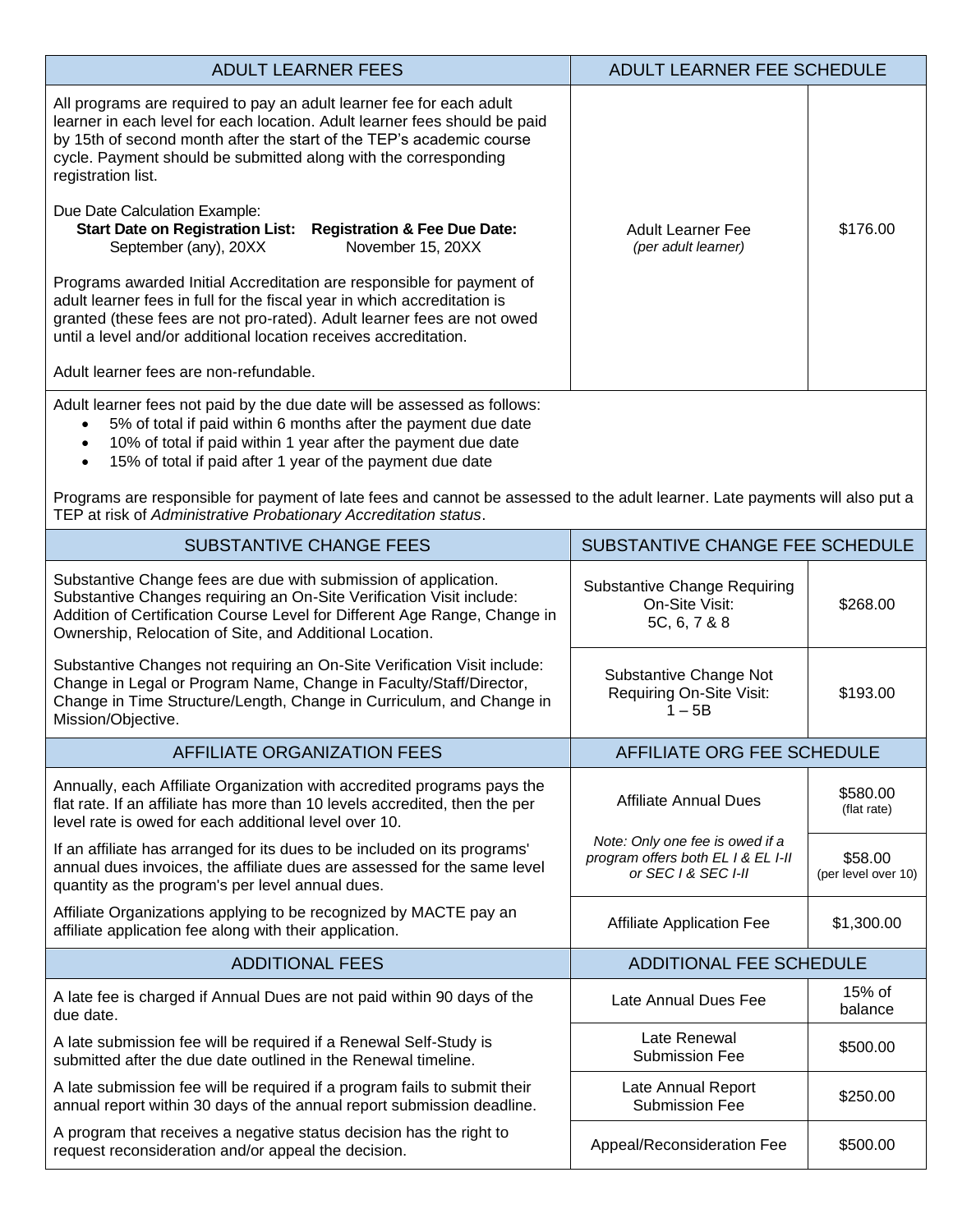| ADULT LEARNER FEES | ADULT LEARNER FEE SCHEDULE | |
|---|---|---|
| All programs are required to pay an adult learner fee for each adult learner in each level for each location. Adult learner fees should be paid by 15th of second month after the start of the TEP's academic course cycle. Payment should be submitted along with the corresponding registration list.<br><br>Due Date Calculation Example:<br>**Start Date on Registration List:** September (any), 20XX<br>**Registration & Fee Due Date:** November 15, 20XX<br><br>Programs awarded Initial Accreditation are responsible for payment of adult learner fees in full for the fiscal year in which accreditation is granted (these fees are not pro-rated). Adult learner fees are not owed until a level and/or additional location receives accreditation.<br><br>Adult learner fees are non-refundable. | Adult Learner Fee *(per adult learner)* | $176.00 |

Adult learner fees not paid by the due date will be assessed as follows:

- 5% of total if paid within 6 months after the payment due date
- 10% of total if paid within 1 year after the payment due date
- 15% of total if paid after 1 year of the payment due date

Programs are responsible for payment of late fees and cannot be assessed to the adult learner. Late payments will also put a TEP at risk of *Administrative Probationary Accreditation status*.

| SUBSTANTIVE CHANGE FEES | SUBSTANTIVE CHANGE FEE SCHEDULE | |
|---|---|---|
| Substantive Change fees are due with submission of application. Substantive Changes requiring an On-Site Verification Visit include: Addition of Certification Course Level for Different Age Range, Change in Ownership, Relocation of Site, and Additional Location. | Substantive Change Requiring On-Site Visit: 5C, 6, 7 & 8 | $268.00 |
| Substantive Changes not requiring an On-Site Verification Visit include: Change in Legal or Program Name, Change in Faculty/Staff/Director, Change in Time Structure/Length, Change in Curriculum, and Change in Mission/Objective. | Substantive Change Not Requiring On-Site Visit: 1 – 5B | $193.00 |

| AFFILIATE ORGANIZATION FEES | AFFILIATE ORG FEE SCHEDULE | |
|---|---|---|
| Annually, each Affiliate Organization with accredited programs pays the flat rate. If an affiliate has more than 10 levels accredited, then the per level rate is owed for each additional level over 10. | Affiliate Annual Dues | $580.00 (flat rate) |
| If an affiliate has arranged for its dues to be included on its programs' annual dues invoices, the affiliate dues are assessed for the same level quantity as the program's per level annual dues. | *Note: Only one fee is owed if a program offers both EL I & EL I-II or SEC I & SEC I-II* | $58.00 (per level over 10) |
| Affiliate Organizations applying to be recognized by MACTE pay an affiliate application fee along with their application. | Affiliate Application Fee | $1,300.00 |

| ADDITIONAL FEES | ADDITIONAL FEE SCHEDULE | |
|---|---|---|
| A late fee is charged if Annual Dues are not paid within 90 days of the due date. | Late Annual Dues Fee | 15% of balance |
| A late submission fee will be required if a Renewal Self-Study is submitted after the due date outlined in the Renewal timeline. | Late Renewal Submission Fee | $500.00 |
| A late submission fee will be required if a program fails to submit their annual report within 30 days of the annual report submission deadline. | Late Annual Report Submission Fee | $250.00 |
| A program that receives a negative status decision has the right to request reconsideration and/or appeal the decision. | Appeal/Reconsideration Fee | $500.00 |